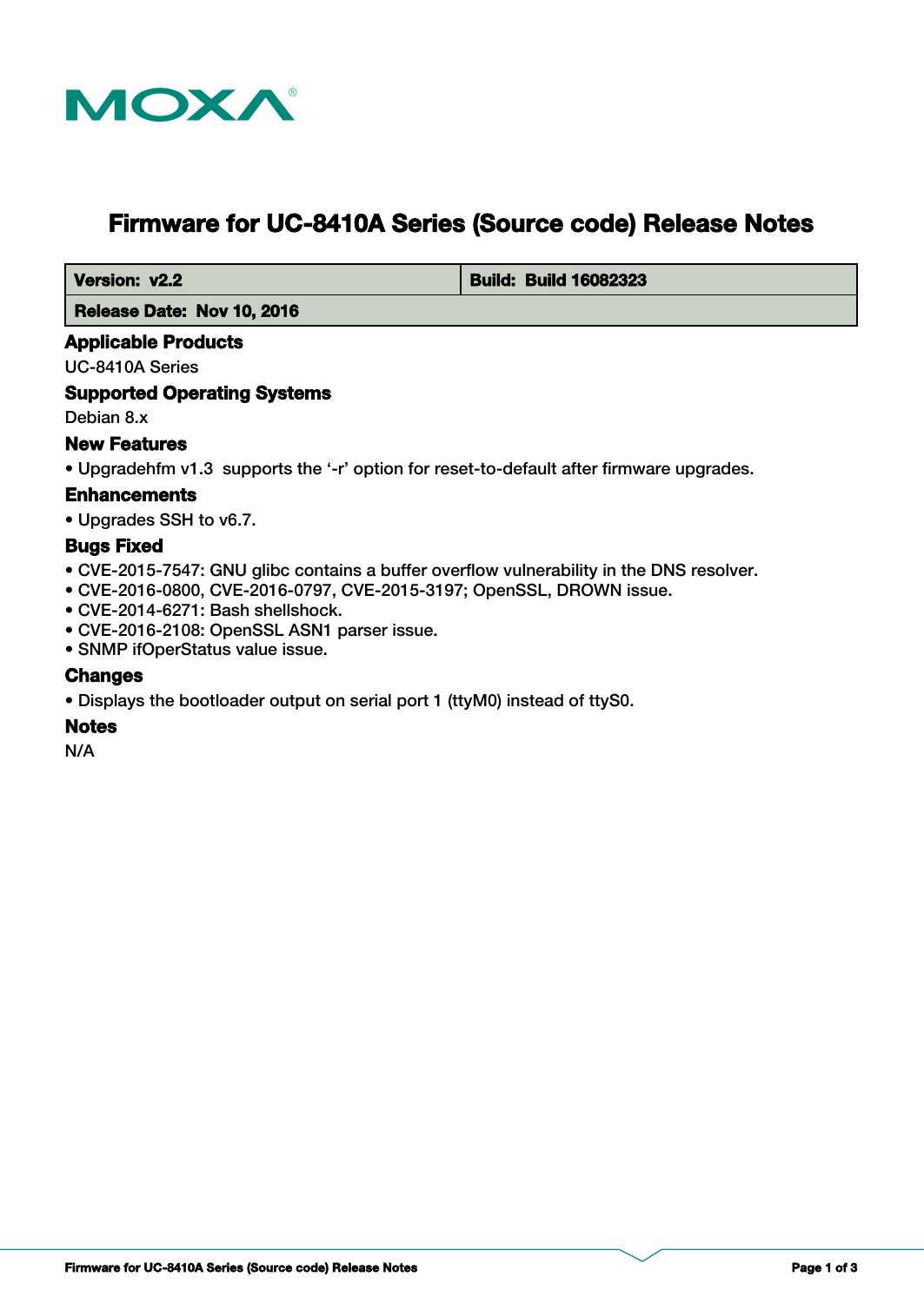MOXA

# Firmware for UC-8410A Series (Source code) Release Notes

| Version: v2.2 | Build: Build 16082323 |
| --- | --- |
| Release Date: Nov 10, 2016 | |

## Applicable Products

UC-8410A Series

## Supported Operating Systems

Debian 8.x

## New Features

- Upgradehfm v1.3 supports the ‘-r’ option for reset-to-default after firmware upgrades.

## Enhancements

- Upgrades SSH to v6.7.

## Bugs Fixed

- CVE-2015-7547: GNU glibc contains a buffer overflow vulnerability in the DNS resolver.
- CVE-2016-0800, CVE-2016-0797, CVE-2015-3197; OpenSSL, DROWN issue.
- CVE-2014-6271: Bash shellshock.
- CVE-2016-2108: OpenSSL ASN1 parser issue.
- SNMP ifOperStatus value issue.

## Changes

- Displays the bootloader output on serial port 1 (ttyM0) instead of ttyS0.

## Notes

N/A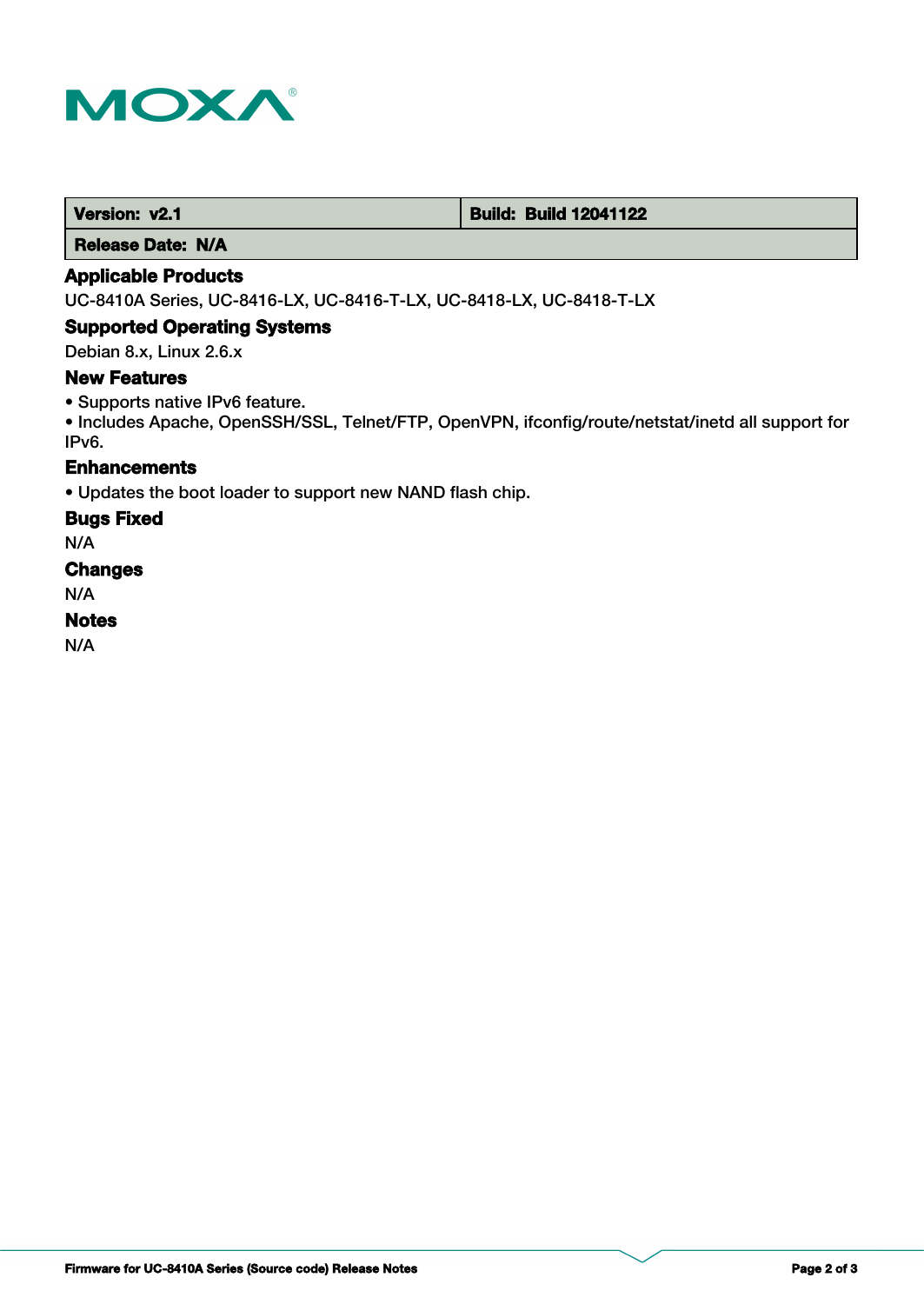| Version: v2.1 | Build: Build 12041122 |
| --- | --- |
| Release Date: N/A | |

### Applicable Products

UC-8410A Series, UC-8416-LX, UC-8416-T-LX, UC-8418-LX, UC-8418-T-LX

### Supported Operating Systems

Debian 8.x, Linux 2.6.x

### New Features

- Supports native IPv6 feature.
- Includes Apache, OpenSSH/SSL, Telnet/FTP, OpenVPN, ifconfig/route/netstat/inetd all support for IPv6.

### Enhancements

- Updates the boot loader to support new NAND flash chip.

### Bugs Fixed

N/A

### Changes

N/A

### Notes

N/A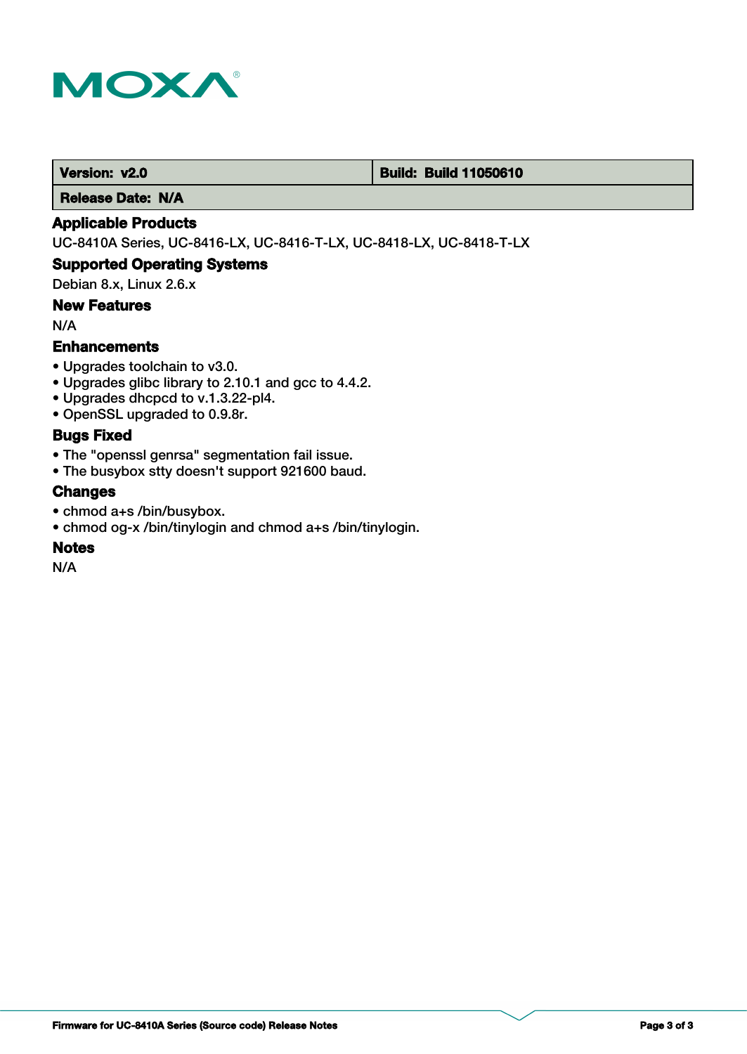| Version: v2.0 | Build: Build 11050610 |
| --- | --- |
| Release Date: N/A | |

### Applicable Products

UC-8410A Series, UC-8416-LX, UC-8416-T-LX, UC-8418-LX, UC-8418-T-LX

### Supported Operating Systems

Debian 8.x, Linux 2.6.x

### New Features

N/A

### Enhancements

- Upgrades toolchain to v3.0.
- Upgrades glibc library to 2.10.1 and gcc to 4.4.2.
- Upgrades dhcpcd to v.1.3.22-pl4.
- OpenSSL upgraded to 0.9.8r.

### Bugs Fixed

- The "openssl genrsa" segmentation fail issue.
- The busybox stty doesn't support 921600 baud.

### Changes

- chmod a+s /bin/busybox.
- chmod og-x /bin/tinylogin and chmod a+s /bin/tinylogin.

### Notes

N/A